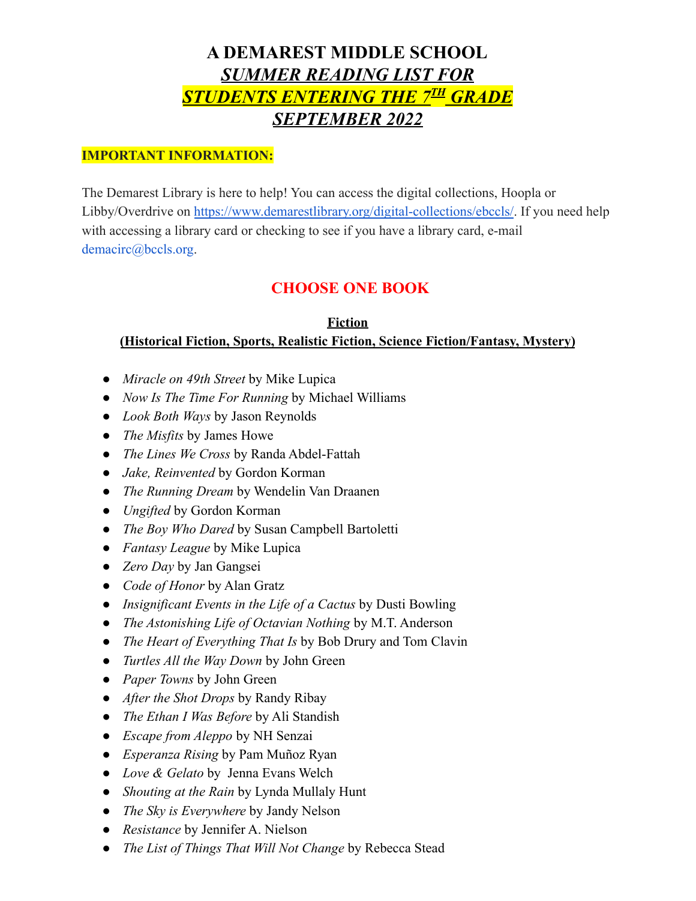# A DEMAREST MIDDLE SCHOOL
# *SUMMER READING LIST FOR*
# *STUDENTS ENTERING THE 7TH GRADE*
# *SEPTEMBER 2022*

**IMPORTANT INFORMATION:**

The Demarest Library is here to help! You can access the digital collections, Hoopla or Libby/Overdrive on https://www.demarestlibrary.org/digital-collections/ebccls/. If you need help with accessing a library card or checking to see if you have a library card, e-mail demacirc@bccls.org.

## CHOOSE ONE BOOK

### Fiction
### (Historical Fiction, Sports, Realistic Fiction, Science Fiction/Fantasy, Mystery)

- *Miracle on 49th Street* by Mike Lupica
- *Now Is The Time For Running* by Michael Williams
- *Look Both Ways* by Jason Reynolds
- *The Misfits* by James Howe
- *The Lines We Cross* by Randa Abdel-Fattah
- *Jake, Reinvented* by Gordon Korman
- *The Running Dream* by Wendelin Van Draanen
- *Ungifted* by Gordon Korman
- *The Boy Who Dared* by Susan Campbell Bartoletti
- *Fantasy League* by Mike Lupica
- *Zero Day* by Jan Gangsei
- *Code of Honor* by Alan Gratz
- *Insignificant Events in the Life of a Cactus* by Dusti Bowling
- *The Astonishing Life of Octavian Nothing* by M.T. Anderson
- *The Heart of Everything That Is* by Bob Drury and Tom Clavin
- *Turtles All the Way Down* by John Green
- *Paper Towns* by John Green
- *After the Shot Drops* by Randy Ribay
- *The Ethan I Was Before* by Ali Standish
- *Escape from Aleppo* by NH Senzai
- *Esperanza Rising* by Pam Muñoz Ryan
- *Love & Gelato* by Jenna Evans Welch
- *Shouting at the Rain* by Lynda Mullaly Hunt
- *The Sky is Everywhere* by Jandy Nelson
- *Resistance* by Jennifer A. Nielson
- *The List of Things That Will Not Change* by Rebecca Stead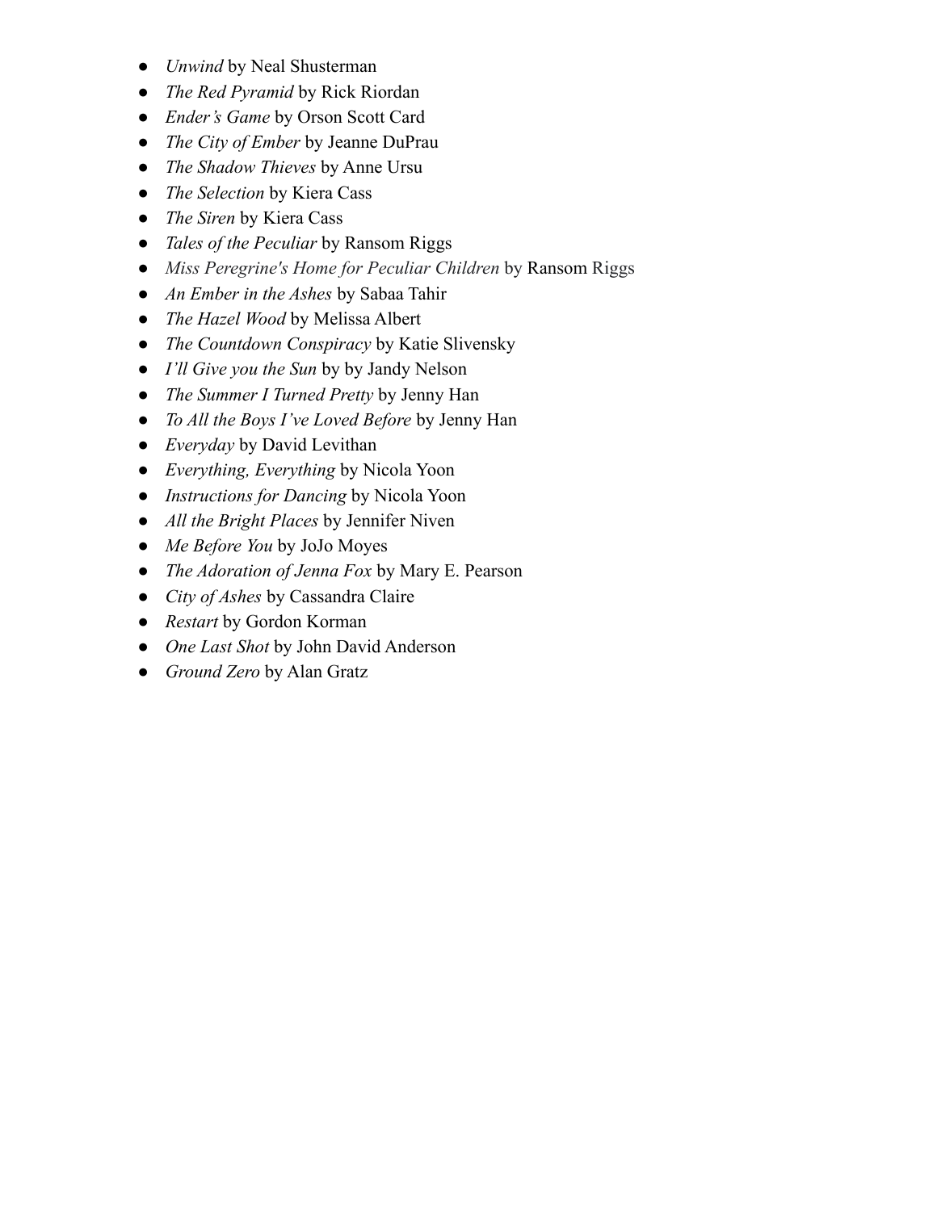- *Unwind* by Neal Shusterman
- *The Red Pyramid* by Rick Riordan
- *Ender's Game* by Orson Scott Card
- *The City of Ember* by Jeanne DuPrau
- *The Shadow Thieves* by Anne Ursu
- *The Selection* by Kiera Cass
- *The Siren* by Kiera Cass
- *Tales of the Peculiar* by Ransom Riggs
- *Miss Peregrine's Home for Peculiar Children* by Ransom Riggs
- *An Ember in the Ashes* by Sabaa Tahir
- *The Hazel Wood* by Melissa Albert
- *The Countdown Conspiracy* by Katie Slivensky
- *I'll Give you the Sun* by by Jandy Nelson
- *The Summer I Turned Pretty* by Jenny Han
- *To All the Boys I've Loved Before* by Jenny Han
- *Everyday* by David Levithan
- *Everything, Everything* by Nicola Yoon
- *Instructions for Dancing* by Nicola Yoon
- *All the Bright Places* by Jennifer Niven
- *Me Before You* by JoJo Moyes
- *The Adoration of Jenna Fox* by Mary E. Pearson
- *City of Ashes* by Cassandra Claire
- *Restart* by Gordon Korman
- *One Last Shot* by John David Anderson
- *Ground Zero* by Alan Gratz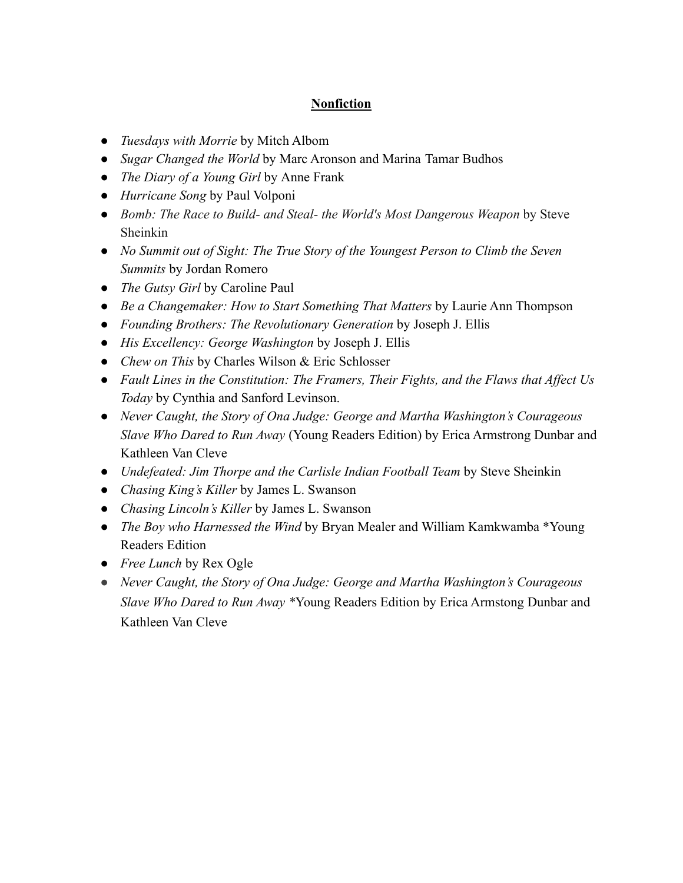## Nonfiction

- *Tuesdays with Morrie* by Mitch Albom
- *Sugar Changed the World* by Marc Aronson and Marina Tamar Budhos
- *The Diary of a Young Girl* by Anne Frank
- *Hurricane Song* by Paul Volponi
- *Bomb: The Race to Build- and Steal- the World's Most Dangerous Weapon* by Steve Sheinkin
- *No Summit out of Sight: The True Story of the Youngest Person to Climb the Seven Summits* by Jordan Romero
- *The Gutsy Girl* by Caroline Paul
- *Be a Changemaker: How to Start Something That Matters* by Laurie Ann Thompson
- *Founding Brothers: The Revolutionary Generation* by Joseph J. Ellis
- *His Excellency: George Washington* by Joseph J. Ellis
- *Chew on This* by Charles Wilson & Eric Schlosser
- *Fault Lines in the Constitution: The Framers, Their Fights, and the Flaws that Affect Us Today* by Cynthia and Sanford Levinson.
- *Never Caught, the Story of Ona Judge: George and Martha Washington's Courageous Slave Who Dared to Run Away* (Young Readers Edition) by Erica Armstrong Dunbar and Kathleen Van Cleve
- *Undefeated: Jim Thorpe and the Carlisle Indian Football Team* by Steve Sheinkin
- *Chasing King's Killer* by James L. Swanson
- *Chasing Lincoln's Killer* by James L. Swanson
- *The Boy who Harnessed the Wind* by Bryan Mealer and William Kamkwamba *Young Readers Edition
- *Free Lunch* by Rex Ogle
- *Never Caught, the Story of Ona Judge: George and Martha Washington's Courageous Slave Who Dared to Run Away* *Young Readers Edition by Erica Armstong Dunbar and Kathleen Van Cleve